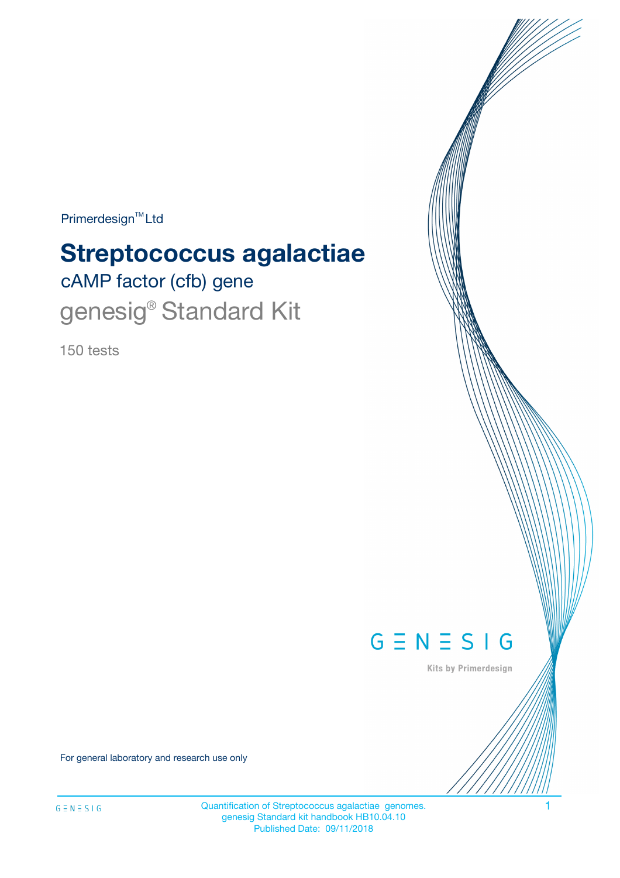Primerdesign™ Ltd

# Streptococcus agalactiae

## cAMP factor (cfb) gene

## genesig® Standard Kit

150 tests

GENESIG

Kits by Primerdesign

For general laboratory and research use only

Quantification of Streptococcus agalactiae genomes.
genesig Standard kit handbook HB10.04.10
Published Date: 09/11/2018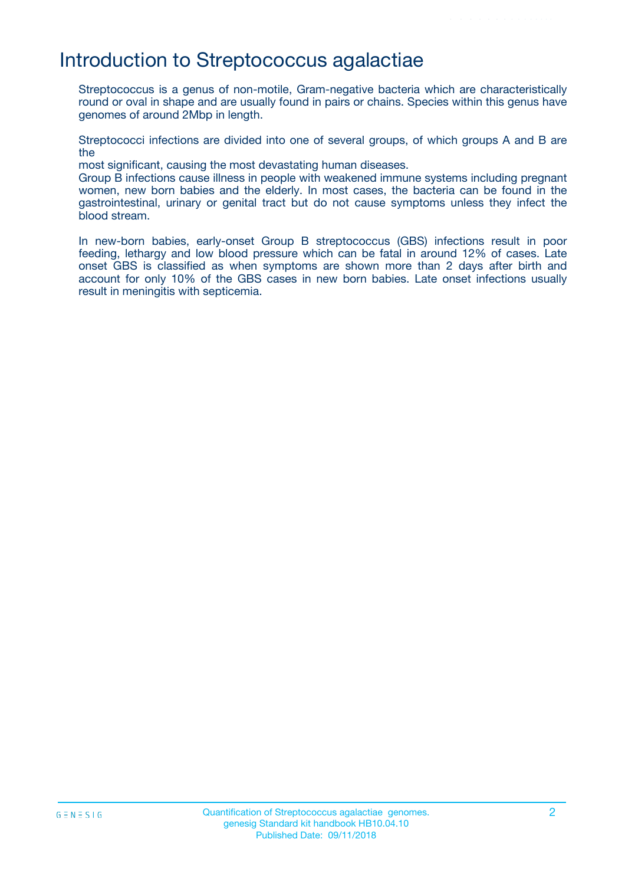# Introduction to Streptococcus agalactiae

Streptococcus is a genus of non-motile, Gram-negative bacteria which are characteristically round or oval in shape and are usually found in pairs or chains. Species within this genus have genomes of around 2Mbp in length.

Streptococci infections are divided into one of several groups, of which groups A and B are the most significant, causing the most devastating human diseases.

Group B infections cause illness in people with weakened immune systems including pregnant women, new born babies and the elderly. In most cases, the bacteria can be found in the gastrointestinal, urinary or genital tract but do not cause symptoms unless they infect the blood stream.

In new-born babies, early-onset Group B streptococcus (GBS) infections result in poor feeding, lethargy and low blood pressure which can be fatal in around 12% of cases. Late onset GBS is classified as when symptoms are shown more than 2 days after birth and account for only 10% of the GBS cases in new born babies. Late onset infections usually result in meningitis with septicemia.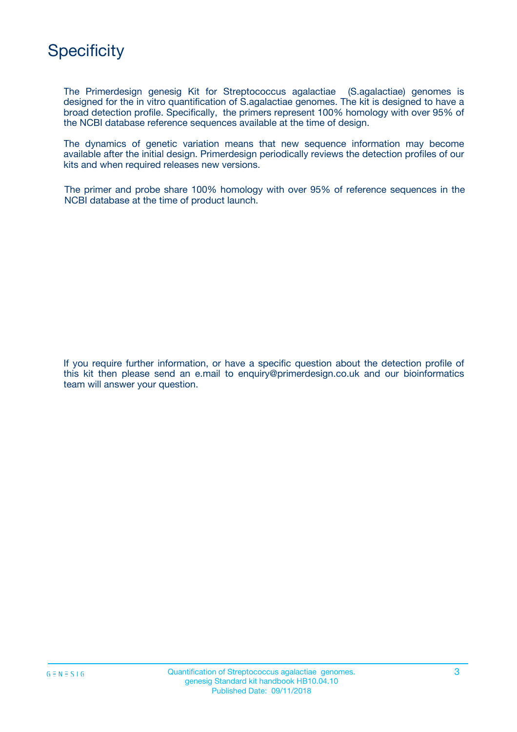# Specificity

The Primerdesign genesig Kit for Streptococcus agalactiae (S.agalactiae) genomes is designed for the in vitro quantification of S.agalactiae genomes. The kit is designed to have a broad detection profile. Specifically, the primers represent 100% homology with over 95% of the NCBI database reference sequences available at the time of design.

The dynamics of genetic variation means that new sequence information may become available after the initial design. Primerdesign periodically reviews the detection profiles of our kits and when required releases new versions.

The primer and probe share 100% homology with over 95% of reference sequences in the NCBI database at the time of product launch.

If you require further information, or have a specific question about the detection profile of this kit then please send an e.mail to enquiry@primerdesign.co.uk and our bioinformatics team will answer your question.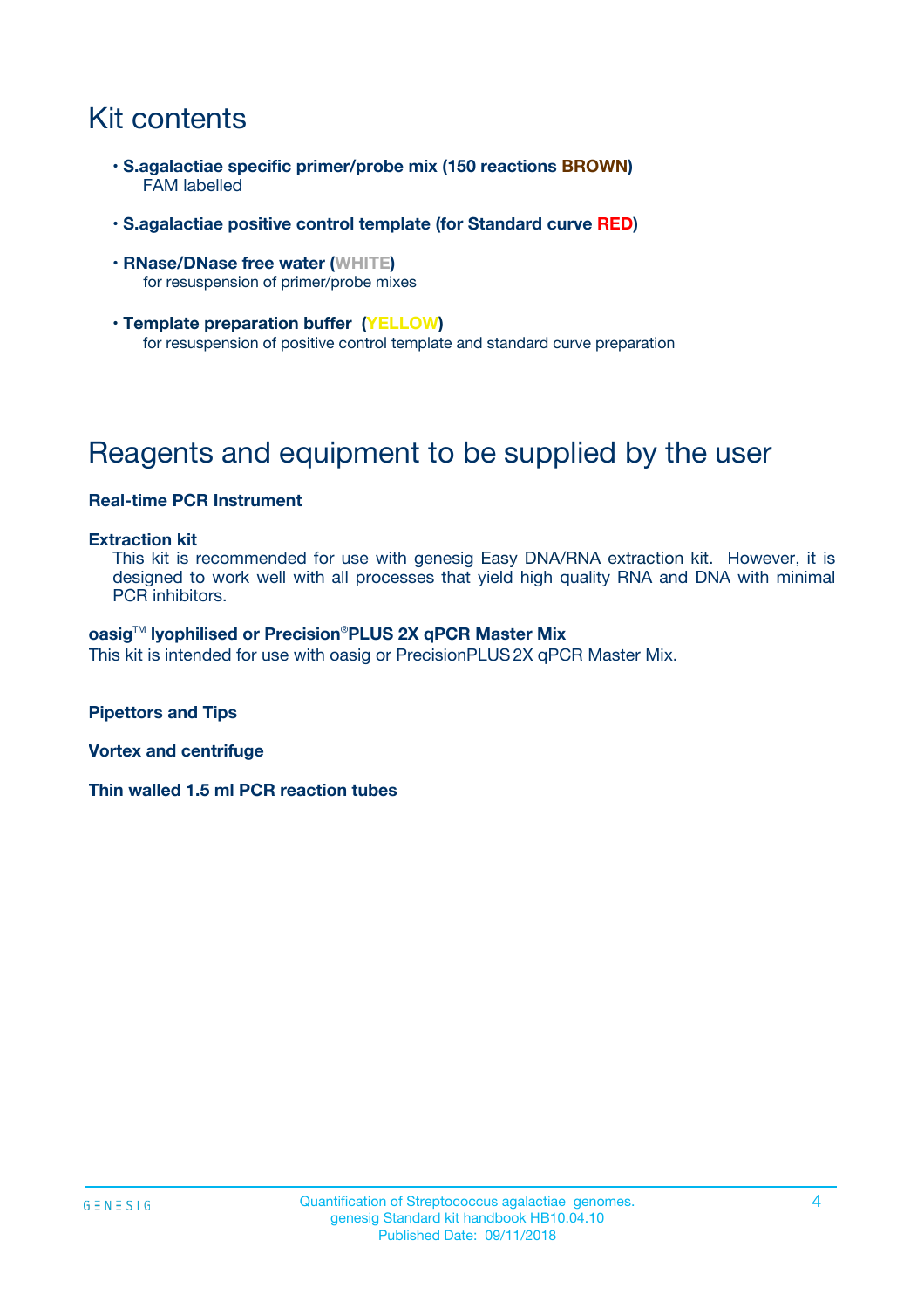# Kit contents

- **S.agalactiae specific primer/probe mix (150 reactions BROWN)**
  FAM labelled
- **S.agalactiae positive control template (for Standard curve RED)**
- **RNase/DNase free water (WHITE)**
  for resuspension of primer/probe mixes
- **Template preparation buffer (YELLOW)**
  for resuspension of positive control template and standard curve preparation

# Reagents and equipment to be supplied by the user

**Real-time PCR Instrument**

**Extraction kit**
This kit is recommended for use with genesig Easy DNA/RNA extraction kit. However, it is designed to work well with all processes that yield high quality RNA and DNA with minimal PCR inhibitors.

**oasig™ lyophilised or Precision®PLUS 2X qPCR Master Mix**
This kit is intended for use with oasig or PrecisionPLUS 2X qPCR Master Mix.

**Pipettors and Tips**

**Vortex and centrifuge**

**Thin walled 1.5 ml PCR reaction tubes**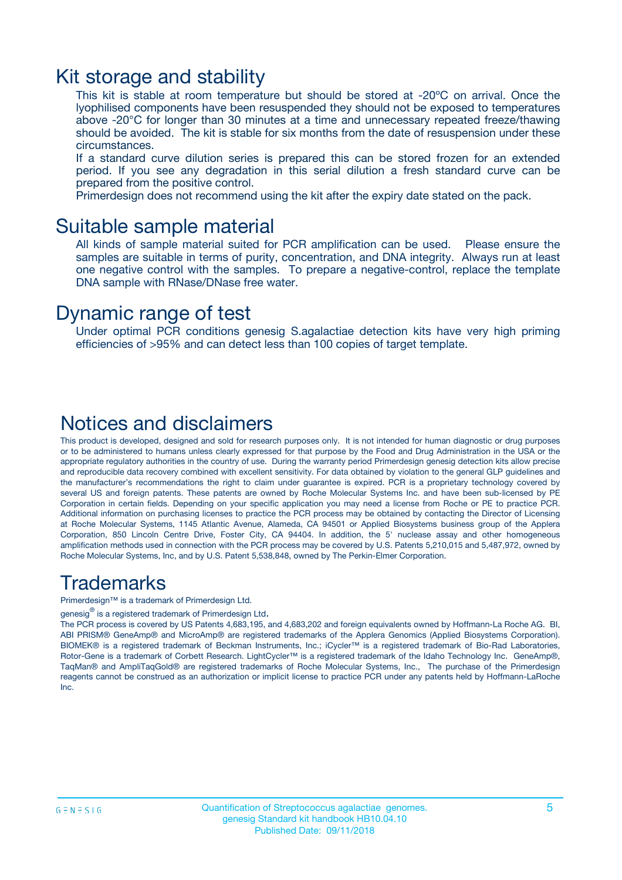# Kit storage and stability

This kit is stable at room temperature but should be stored at -20ºC on arrival. Once the lyophilised components have been resuspended they should not be exposed to temperatures above -20°C for longer than 30 minutes at a time and unnecessary repeated freeze/thawing should be avoided. The kit is stable for six months from the date of resuspension under these circumstances.

If a standard curve dilution series is prepared this can be stored frozen for an extended period. If you see any degradation in this serial dilution a fresh standard curve can be prepared from the positive control.

Primerdesign does not recommend using the kit after the expiry date stated on the pack.

# Suitable sample material

All kinds of sample material suited for PCR amplification can be used. Please ensure the samples are suitable in terms of purity, concentration, and DNA integrity. Always run at least one negative control with the samples. To prepare a negative-control, replace the template DNA sample with RNase/DNase free water.

# Dynamic range of test

Under optimal PCR conditions genesig S.agalactiae detection kits have very high priming efficiencies of >95% and can detect less than 100 copies of target template.

# Notices and disclaimers

This product is developed, designed and sold for research purposes only. It is not intended for human diagnostic or drug purposes or to be administered to humans unless clearly expressed for that purpose by the Food and Drug Administration in the USA or the appropriate regulatory authorities in the country of use. During the warranty period Primerdesign genesig detection kits allow precise and reproducible data recovery combined with excellent sensitivity. For data obtained by violation to the general GLP guidelines and the manufacturer's recommendations the right to claim under guarantee is expired. PCR is a proprietary technology covered by several US and foreign patents. These patents are owned by Roche Molecular Systems Inc. and have been sub-licensed by PE Corporation in certain fields. Depending on your specific application you may need a license from Roche or PE to practice PCR. Additional information on purchasing licenses to practice the PCR process may be obtained by contacting the Director of Licensing at Roche Molecular Systems, 1145 Atlantic Avenue, Alameda, CA 94501 or Applied Biosystems business group of the Applera Corporation, 850 Lincoln Centre Drive, Foster City, CA 94404. In addition, the 5' nuclease assay and other homogeneous amplification methods used in connection with the PCR process may be covered by U.S. Patents 5,210,015 and 5,487,972, owned by Roche Molecular Systems, Inc, and by U.S. Patent 5,538,848, owned by The Perkin-Elmer Corporation.

# Trademarks

Primerdesign™ is a trademark of Primerdesign Ltd.

genesig® is a registered trademark of Primerdesign Ltd.

The PCR process is covered by US Patents 4,683,195, and 4,683,202 and foreign equivalents owned by Hoffmann-La Roche AG. BI, ABI PRISM® GeneAmp® and MicroAmp® are registered trademarks of the Applera Genomics (Applied Biosystems Corporation). BIOMEK® is a registered trademark of Beckman Instruments, Inc.; iCycler™ is a registered trademark of Bio-Rad Laboratories, Rotor-Gene is a trademark of Corbett Research. LightCycler™ is a registered trademark of the Idaho Technology Inc. GeneAmp®, TaqMan® and AmpliTaqGold® are registered trademarks of Roche Molecular Systems, Inc., The purchase of the Primerdesign reagents cannot be construed as an authorization or implicit license to practice PCR under any patents held by Hoffmann-LaRoche Inc.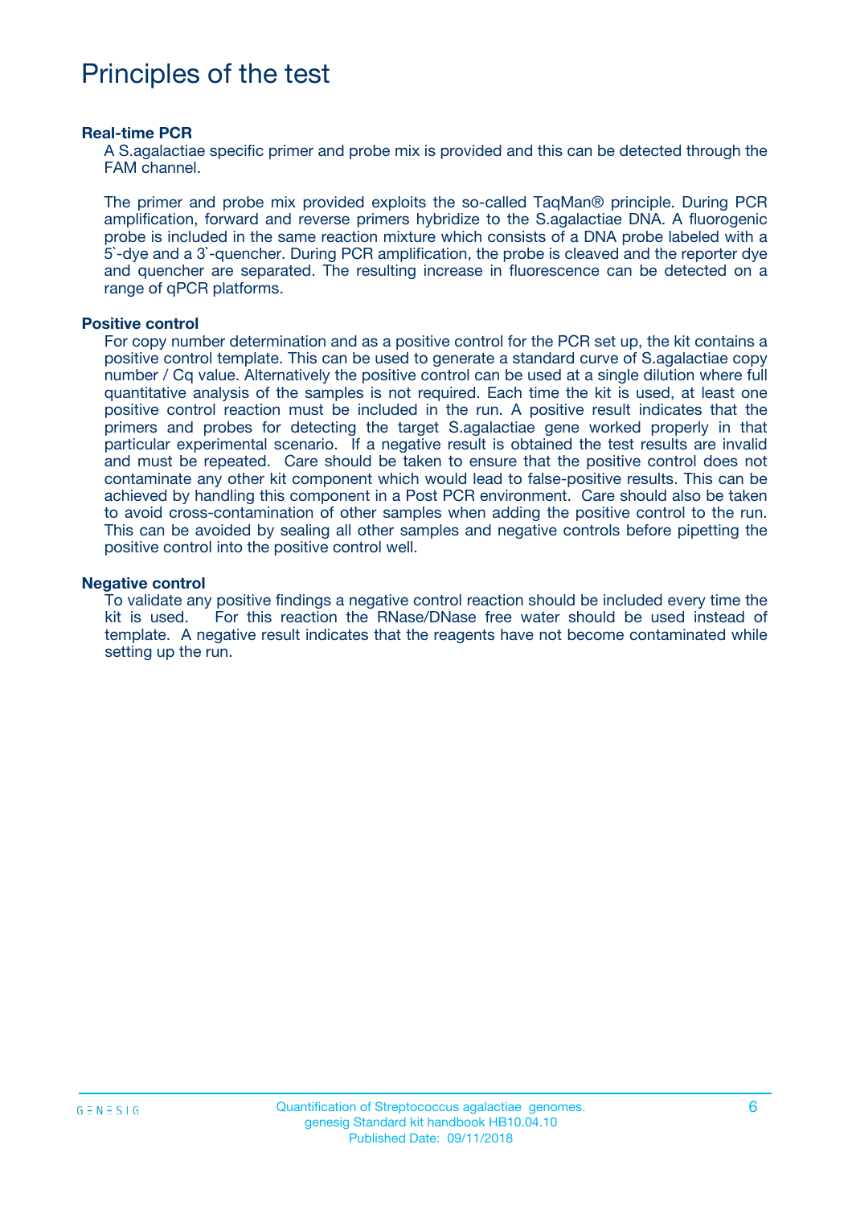# Principles of the test

### Real-time PCR

A S.agalactiae specific primer and probe mix is provided and this can be detected through the FAM channel.

The primer and probe mix provided exploits the so-called TaqMan® principle. During PCR amplification, forward and reverse primers hybridize to the S.agalactiae DNA. A fluorogenic probe is included in the same reaction mixture which consists of a DNA probe labeled with a 5`-dye and a 3`-quencher. During PCR amplification, the probe is cleaved and the reporter dye and quencher are separated. The resulting increase in fluorescence can be detected on a range of qPCR platforms.

### Positive control

For copy number determination and as a positive control for the PCR set up, the kit contains a positive control template. This can be used to generate a standard curve of S.agalactiae copy number / Cq value. Alternatively the positive control can be used at a single dilution where full quantitative analysis of the samples is not required. Each time the kit is used, at least one positive control reaction must be included in the run. A positive result indicates that the primers and probes for detecting the target S.agalactiae gene worked properly in that particular experimental scenario. If a negative result is obtained the test results are invalid and must be repeated. Care should be taken to ensure that the positive control does not contaminate any other kit component which would lead to false-positive results. This can be achieved by handling this component in a Post PCR environment. Care should also be taken to avoid cross-contamination of other samples when adding the positive control to the run. This can be avoided by sealing all other samples and negative controls before pipetting the positive control into the positive control well.

### Negative control

To validate any positive findings a negative control reaction should be included every time the kit is used. For this reaction the RNase/DNase free water should be used instead of template. A negative result indicates that the reagents have not become contaminated while setting up the run.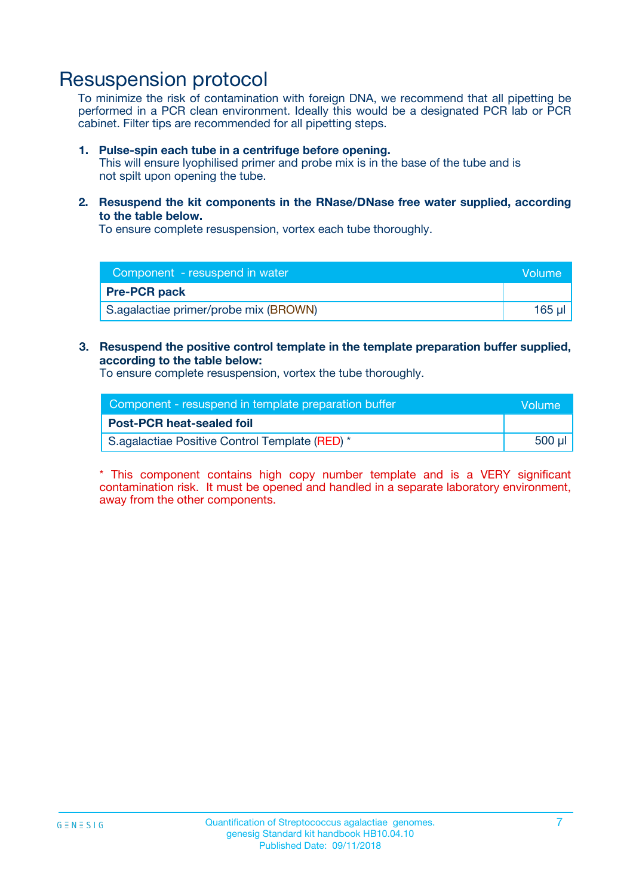# Resuspension protocol

To minimize the risk of contamination with foreign DNA, we recommend that all pipetting be performed in a PCR clean environment. Ideally this would be a designated PCR lab or PCR cabinet. Filter tips are recommended for all pipetting steps.

1. **Pulse-spin each tube in a centrifuge before opening.**
   This will ensure lyophilised primer and probe mix is in the base of the tube and is not spilt upon opening the tube.

2. **Resuspend the kit components in the RNase/DNase free water supplied, according to the table below.**
   To ensure complete resuspension, vortex each tube thoroughly.

| Component - resuspend in water | Volume |
|---|---|
| **Pre-PCR pack** | |
| S.agalactiae primer/probe mix (BROWN) | 165 µl |

3. **Resuspend the positive control template in the template preparation buffer supplied, according to the table below:**
   To ensure complete resuspension, vortex the tube thoroughly.

| Component - resuspend in template preparation buffer | Volume |
|---|---|
| **Post-PCR heat-sealed foil** | |
| S.agalactiae Positive Control Template (RED) * | 500 µl |

* This component contains high copy number template and is a VERY significant contamination risk. It must be opened and handled in a separate laboratory environment, away from the other components.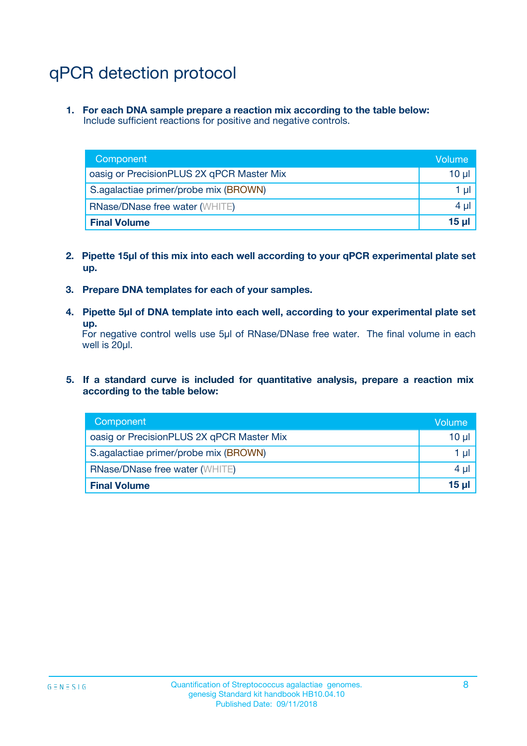# qPCR detection protocol

1. **For each DNA sample prepare a reaction mix according to the table below:**
   Include sufficient reactions for positive and negative controls.

| Component | Volume |
|---|---|
| oasig or PrecisionPLUS 2X qPCR Master Mix | 10 µl |
| S.agalactiae primer/probe mix (BROWN) | 1 µl |
| RNase/DNase free water (WHITE) | 4 µl |
| **Final Volume** | **15 µl** |

2. **Pipette 15µl of this mix into each well according to your qPCR experimental plate set up.**

3. **Prepare DNA templates for each of your samples.**

4. **Pipette 5µl of DNA template into each well, according to your experimental plate set up.**
   For negative control wells use 5µl of RNase/DNase free water. The final volume in each well is 20µl.

5. **If a standard curve is included for quantitative analysis, prepare a reaction mix according to the table below:**

| Component | Volume |
|---|---|
| oasig or PrecisionPLUS 2X qPCR Master Mix | 10 µl |
| S.agalactiae primer/probe mix (BROWN) | 1 µl |
| RNase/DNase free water (WHITE) | 4 µl |
| **Final Volume** | **15 µl** |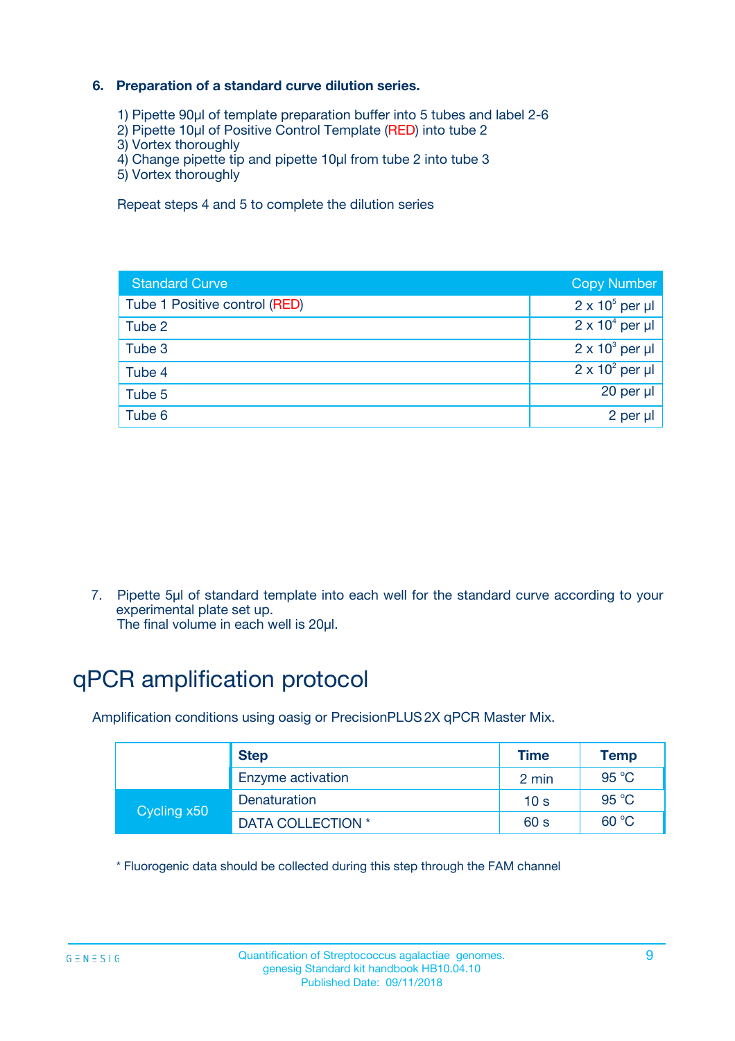### 6. Preparation of a standard curve dilution series.

1) Pipette 90µl of template preparation buffer into 5 tubes and label 2-6
2) Pipette 10µl of Positive Control Template (RED) into tube 2
3) Vortex thoroughly
4) Change pipette tip and pipette 10µl from tube 2 into tube 3
5) Vortex thoroughly

Repeat steps 4 and 5 to complete the dilution series

| Standard Curve | Copy Number |
|---|---|
| Tube 1 Positive control (RED) | $2 \times 10^5$ per µl |
| Tube 2 | $2 \times 10^4$ per µl |
| Tube 3 | $2 \times 10^3$ per µl |
| Tube 4 | $2 \times 10^2$ per µl |
| Tube 5 | 20 per µl |
| Tube 6 | 2 per µl |

7. Pipette 5µl of standard template into each well for the standard curve according to your experimental plate set up.
   The final volume in each well is 20µl.

# qPCR amplification protocol

Amplification conditions using oasig or PrecisionPLUS 2X qPCR Master Mix.

| | Step | Time | Temp |
|---|---|---|---|
| | Enzyme activation | 2 min | 95 °C |
| Cycling x50 | Denaturation | 10 s | 95 °C |
| | DATA COLLECTION * | 60 s | 60 °C |

* Fluorogenic data should be collected during this step through the FAM channel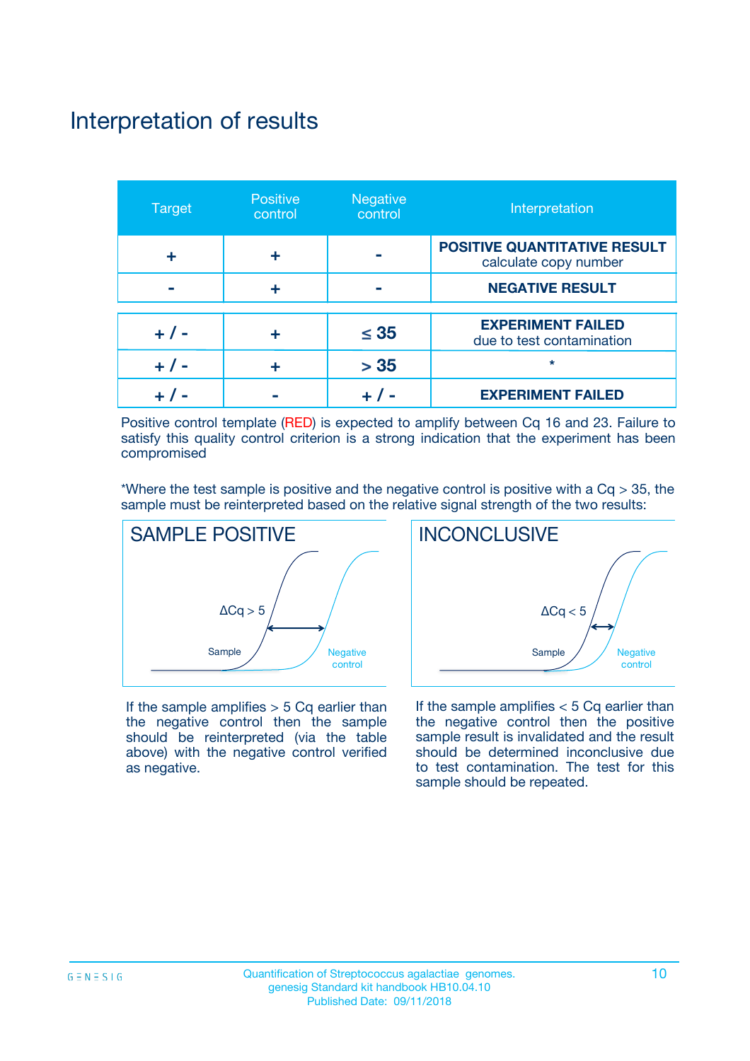# Interpretation of results

| Target | Positive control | Negative control | Interpretation |
|---|---|---|---|
| + | + | - | **POSITIVE QUANTITATIVE RESULT** calculate copy number |
| - | + | - | **NEGATIVE RESULT** |
| + / - | + | ≤ 35 | **EXPERIMENT FAILED** due to test contamination |
| + / - | + | > 35 | * |
| + / - | - | + / - | **EXPERIMENT FAILED** |

Positive control template (RED) is expected to amplify between Cq 16 and 23. Failure to satisfy this quality control criterion is a strong indication that the experiment has been compromised

*Where the test sample is positive and the negative control is positive with a Cq > 35, the sample must be reinterpreted based on the relative signal strength of the two results:

**SAMPLE POSITIVE**

ΔCq > 5

Sample

Negative control

If the sample amplifies > 5 Cq earlier than the negative control then the sample should be reinterpreted (via the table above) with the negative control verified as negative.

**INCONCLUSIVE**

ΔCq < 5

Sample

Negative control

If the sample amplifies < 5 Cq earlier than the negative control then the positive sample result is invalidated and the result should be determined inconclusive due to test contamination. The test for this sample should be repeated.